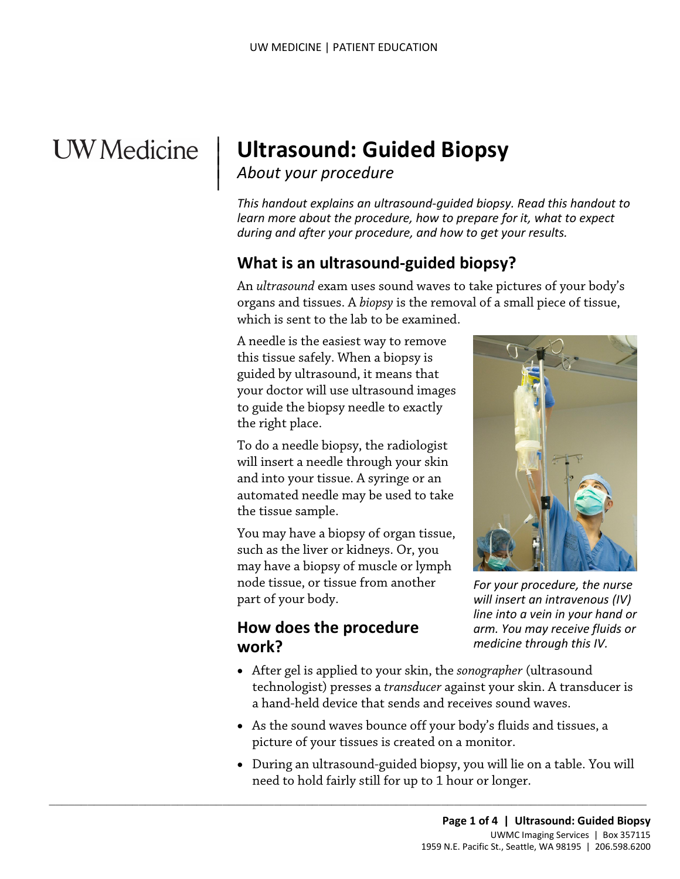# Ultrasound: Guided Biopsy

*About your procedure*

*This handout explains an ultrasound-guided biopsy. Read this handout to learn more about the procedure, how to prepare for it, what to expect during and after your procedure, and how to get your results.*

## What is an ultrasound-guided biopsy?

An *ultrasound* exam uses sound waves to take pictures of your body's organs and tissues. A *biopsy* is the removal of a small piece of tissue, which is sent to the lab to be examined.

A needle is the easiest way to remove this tissue safely. When a biopsy is guided by ultrasound, it means that your doctor will use ultrasound images to guide the biopsy needle to exactly the right place.

To do a needle biopsy, the radiologist will insert a needle through your skin and into your tissue. A syringe or an automated needle may be used to take the tissue sample.

You may have a biopsy of organ tissue, such as the liver or kidneys. Or, you may have a biopsy of muscle or lymph node tissue, or tissue from another part of your body.

*For your procedure, the nurse will insert an intravenous (IV) line into a vein in your hand or arm. You may receive fluids or medicine through this IV.*

## How does the procedure work?

- After gel is applied to your skin, the *sonographer* (ultrasound technologist) presses a *transducer* against your skin. A transducer is a hand-held device that sends and receives sound waves.
- As the sound waves bounce off your body's fluids and tissues, a picture of your tissues is created on a monitor.
- During an ultrasound-guided biopsy, you will lie on a table. You will need to hold fairly still for up to 1 hour or longer.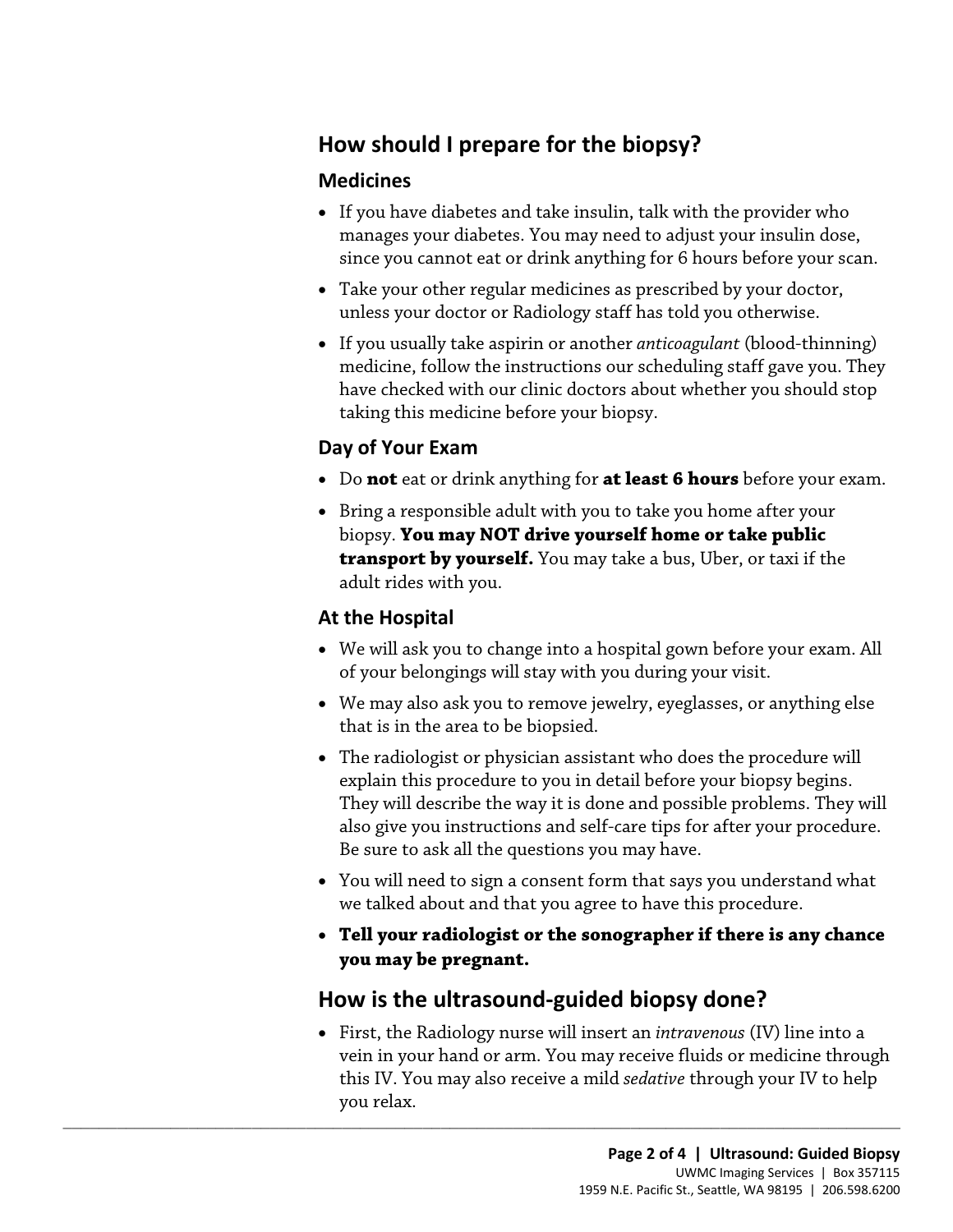## How should I prepare for the biopsy?

### Medicines

- If you have diabetes and take insulin, talk with the provider who manages your diabetes. You may need to adjust your insulin dose, since you cannot eat or drink anything for 6 hours before your scan.
- Take your other regular medicines as prescribed by your doctor, unless your doctor or Radiology staff has told you otherwise.
- If you usually take aspirin or another *anticoagulant* (blood-thinning) medicine, follow the instructions our scheduling staff gave you. They have checked with our clinic doctors about whether you should stop taking this medicine before your biopsy.

### Day of Your Exam

- Do **not** eat or drink anything for **at least 6 hours** before your exam.
- Bring a responsible adult with you to take you home after your biopsy. **You may NOT drive yourself home or take public transport by yourself.** You may take a bus, Uber, or taxi if the adult rides with you.

### At the Hospital

- We will ask you to change into a hospital gown before your exam. All of your belongings will stay with you during your visit.
- We may also ask you to remove jewelry, eyeglasses, or anything else that is in the area to be biopsied.
- The radiologist or physician assistant who does the procedure will explain this procedure to you in detail before your biopsy begins. They will describe the way it is done and possible problems. They will also give you instructions and self-care tips for after your procedure. Be sure to ask all the questions you may have.
- You will need to sign a consent form that says you understand what we talked about and that you agree to have this procedure.
- **Tell your radiologist or the sonographer if there is any chance you may be pregnant.**

## How is the ultrasound-guided biopsy done?

- First, the Radiology nurse will insert an *intravenous* (IV) line into a vein in your hand or arm. You may receive fluids or medicine through this IV. You may also receive a mild *sedative* through your IV to help you relax.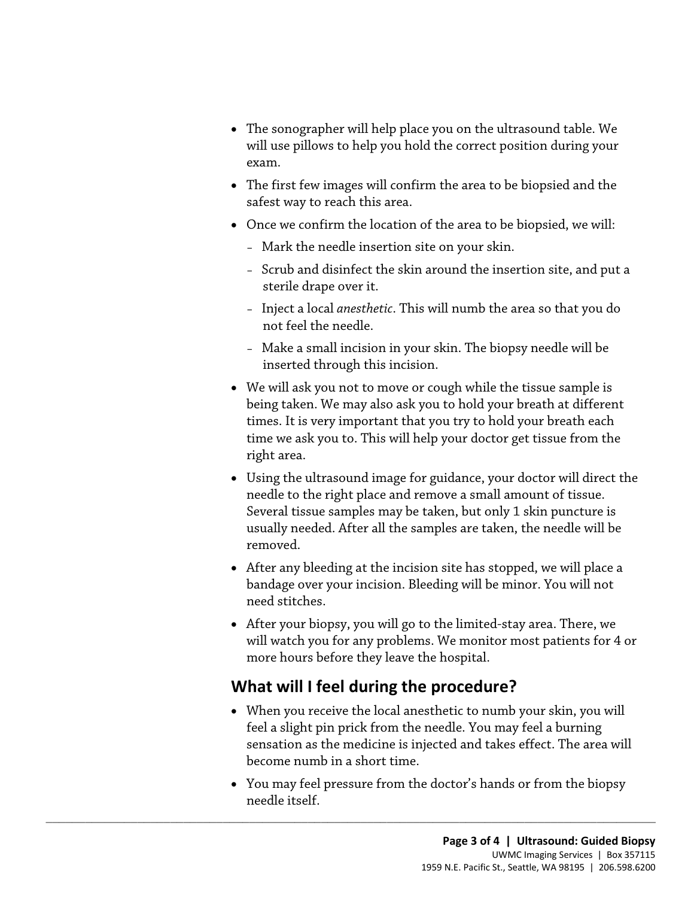- The sonographer will help place you on the ultrasound table. We will use pillows to help you hold the correct position during your exam.
- The first few images will confirm the area to be biopsied and the safest way to reach this area.
- Once we confirm the location of the area to be biopsied, we will:
  - Mark the needle insertion site on your skin.
  - Scrub and disinfect the skin around the insertion site, and put a sterile drape over it.
  - Inject a local *anesthetic*. This will numb the area so that you do not feel the needle.
  - Make a small incision in your skin. The biopsy needle will be inserted through this incision.
- We will ask you not to move or cough while the tissue sample is being taken. We may also ask you to hold your breath at different times. It is very important that you try to hold your breath each time we ask you to. This will help your doctor get tissue from the right area.
- Using the ultrasound image for guidance, your doctor will direct the needle to the right place and remove a small amount of tissue. Several tissue samples may be taken, but only 1 skin puncture is usually needed. After all the samples are taken, the needle will be removed.
- After any bleeding at the incision site has stopped, we will place a bandage over your incision. Bleeding will be minor. You will not need stitches.
- After your biopsy, you will go to the limited-stay area. There, we will watch you for any problems. We monitor most patients for 4 or more hours before they leave the hospital.

## What will I feel during the procedure?

- When you receive the local anesthetic to numb your skin, you will feel a slight pin prick from the needle. You may feel a burning sensation as the medicine is injected and takes effect. The area will become numb in a short time.
- You may feel pressure from the doctor's hands or from the biopsy needle itself.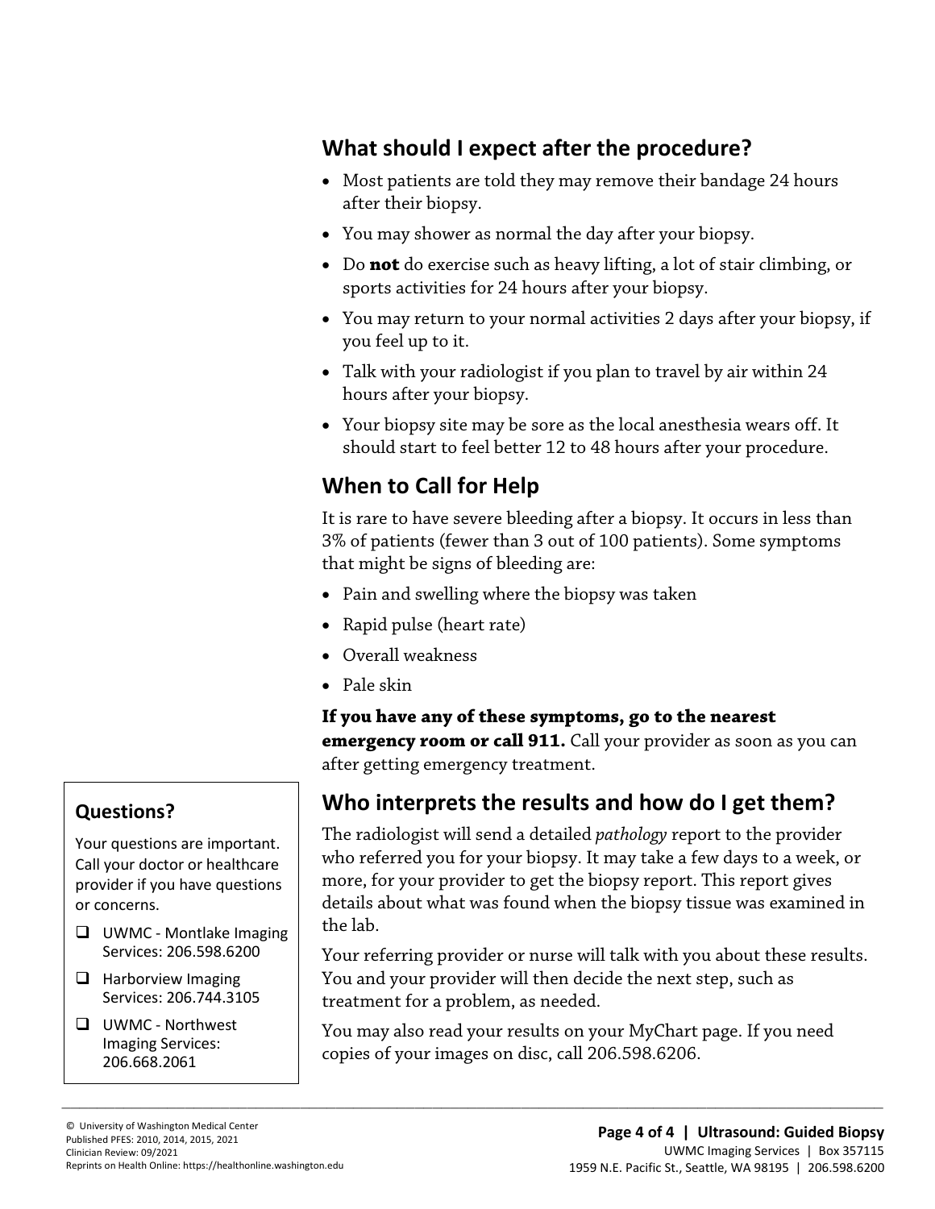## What should I expect after the procedure?

- Most patients are told they may remove their bandage 24 hours after their biopsy.
- You may shower as normal the day after your biopsy.
- Do **not** do exercise such as heavy lifting, a lot of stair climbing, or sports activities for 24 hours after your biopsy.
- You may return to your normal activities 2 days after your biopsy, if you feel up to it.
- Talk with your radiologist if you plan to travel by air within 24 hours after your biopsy.
- Your biopsy site may be sore as the local anesthesia wears off. It should start to feel better 12 to 48 hours after your procedure.

## When to Call for Help

It is rare to have severe bleeding after a biopsy. It occurs in less than 3% of patients (fewer than 3 out of 100 patients). Some symptoms that might be signs of bleeding are:

- Pain and swelling where the biopsy was taken
- Rapid pulse (heart rate)
- Overall weakness
- Pale skin

**If you have any of these symptoms, go to the nearest emergency room or call 911.** Call your provider as soon as you can after getting emergency treatment.

## Who interprets the results and how do I get them?

The radiologist will send a detailed *pathology* report to the provider who referred you for your biopsy. It may take a few days to a week, or more, for your provider to get the biopsy report. This report gives details about what was found when the biopsy tissue was examined in the lab.

Your referring provider or nurse will talk with you about these results. You and your provider will then decide the next step, such as treatment for a problem, as needed.

You may also read your results on your MyChart page. If you need copies of your images on disc, call 206.598.6206.

### Questions?

Your questions are important. Call your doctor or healthcare provider if you have questions or concerns.

- ❑ UWMC - Montlake Imaging Services: 206.598.6200
- ❑ Harborview Imaging Services: 206.744.3105
- ❑ UWMC - Northwest Imaging Services: 206.668.2061

© University of Washington Medical Center
Published PFES: 2010, 2014, 2015, 2021
Clinician Review: 09/2021
Reprints on Health Online: https://healthonline.washington.edu

UWMC Imaging Services | Box 357115
1959 N.E. Pacific St., Seattle, WA 98195 | 206.598.6200